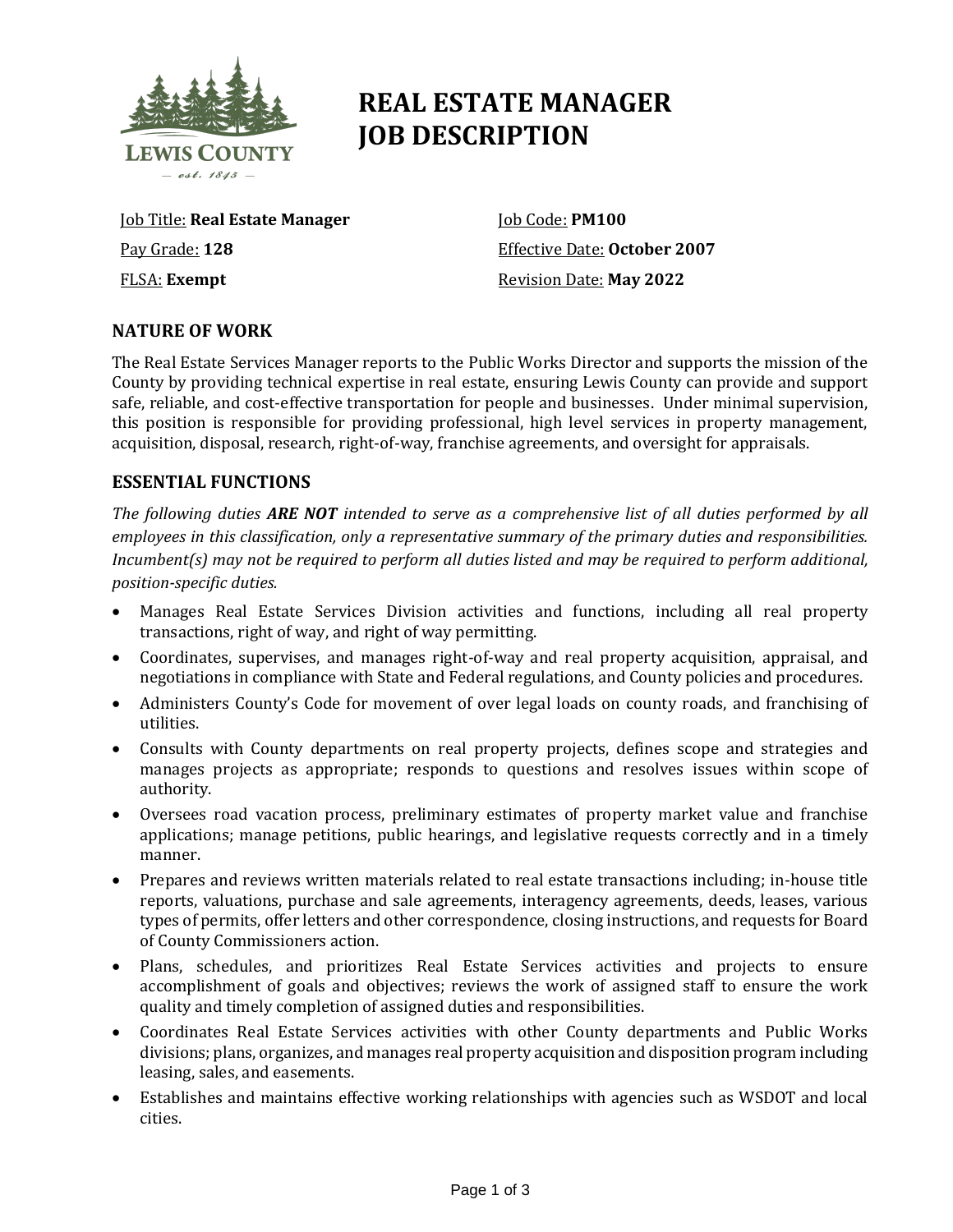# REAL ESTATE MANAGER JOB DESCRIPTION

Job Title: **Real Estate Manager**

Job Code: **PM100**

Pay Grade: **128**

Effective Date: **October 2007**

FLSA: **Exempt**

Revision Date: **May 2022**

## NATURE OF WORK

The Real Estate Services Manager reports to the Public Works Director and supports the mission of the County by providing technical expertise in real estate, ensuring Lewis County can provide and support safe, reliable, and cost-effective transportation for people and businesses. Under minimal supervision, this position is responsible for providing professional, high level services in property management, acquisition, disposal, research, right-of-way, franchise agreements, and oversight for appraisals.

## ESSENTIAL FUNCTIONS

*The following duties **ARE NOT** intended to serve as a comprehensive list of all duties performed by all employees in this classification, only a representative summary of the primary duties and responsibilities. Incumbent(s) may not be required to perform all duties listed and may be required to perform additional, position-specific duties.*

- Manages Real Estate Services Division activities and functions, including all real property transactions, right of way, and right of way permitting.
- Coordinates, supervises, and manages right-of-way and real property acquisition, appraisal, and negotiations in compliance with State and Federal regulations, and County policies and procedures.
- Administers County's Code for movement of over legal loads on county roads, and franchising of utilities.
- Consults with County departments on real property projects, defines scope and strategies and manages projects as appropriate; responds to questions and resolves issues within scope of authority.
- Oversees road vacation process, preliminary estimates of property market value and franchise applications; manage petitions, public hearings, and legislative requests correctly and in a timely manner.
- Prepares and reviews written materials related to real estate transactions including; in-house title reports, valuations, purchase and sale agreements, interagency agreements, deeds, leases, various types of permits, offer letters and other correspondence, closing instructions, and requests for Board of County Commissioners action.
- Plans, schedules, and prioritizes Real Estate Services activities and projects to ensure accomplishment of goals and objectives; reviews the work of assigned staff to ensure the work quality and timely completion of assigned duties and responsibilities.
- Coordinates Real Estate Services activities with other County departments and Public Works divisions; plans, organizes, and manages real property acquisition and disposition program including leasing, sales, and easements.
- Establishes and maintains effective working relationships with agencies such as WSDOT and local cities.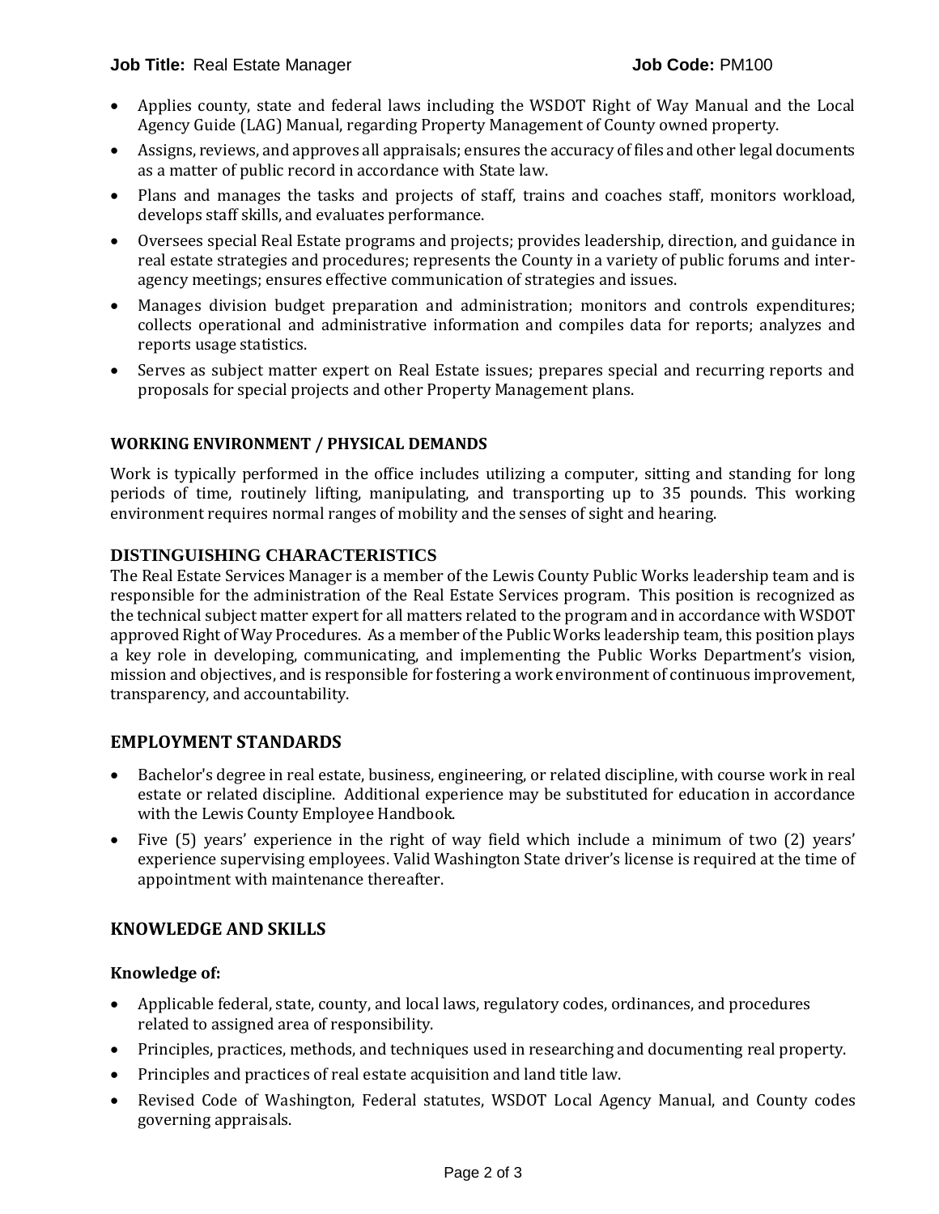- Applies county, state and federal laws including the WSDOT Right of Way Manual and the Local Agency Guide (LAG) Manual, regarding Property Management of County owned property.
- Assigns, reviews, and approves all appraisals; ensures the accuracy of files and other legal documents as a matter of public record in accordance with State law.
- Plans and manages the tasks and projects of staff, trains and coaches staff, monitors workload, develops staff skills, and evaluates performance.
- Oversees special Real Estate programs and projects; provides leadership, direction, and guidance in real estate strategies and procedures; represents the County in a variety of public forums and inter-agency meetings; ensures effective communication of strategies and issues.
- Manages division budget preparation and administration; monitors and controls expenditures; collects operational and administrative information and compiles data for reports; analyzes and reports usage statistics.
- Serves as subject matter expert on Real Estate issues; prepares special and recurring reports and proposals for special projects and other Property Management plans.

## WORKING ENVIRONMENT / PHYSICAL DEMANDS

Work is typically performed in the office includes utilizing a computer, sitting and standing for long periods of time, routinely lifting, manipulating, and transporting up to 35 pounds. This working environment requires normal ranges of mobility and the senses of sight and hearing.

## DISTINGUISHING CHARACTERISTICS

The Real Estate Services Manager is a member of the Lewis County Public Works leadership team and is responsible for the administration of the Real Estate Services program. This position is recognized as the technical subject matter expert for all matters related to the program and in accordance with WSDOT approved Right of Way Procedures. As a member of the Public Works leadership team, this position plays a key role in developing, communicating, and implementing the Public Works Department's vision, mission and objectives, and is responsible for fostering a work environment of continuous improvement, transparency, and accountability.

## EMPLOYMENT STANDARDS

- Bachelor's degree in real estate, business, engineering, or related discipline, with course work in real estate or related discipline. Additional experience may be substituted for education in accordance with the Lewis County Employee Handbook.
- Five (5) years' experience in the right of way field which include a minimum of two (2) years' experience supervising employees. Valid Washington State driver's license is required at the time of appointment with maintenance thereafter.

## KNOWLEDGE AND SKILLS

### Knowledge of:

- Applicable federal, state, county, and local laws, regulatory codes, ordinances, and procedures related to assigned area of responsibility.
- Principles, practices, methods, and techniques used in researching and documenting real property.
- Principles and practices of real estate acquisition and land title law.
- Revised Code of Washington, Federal statutes, WSDOT Local Agency Manual, and County codes governing appraisals.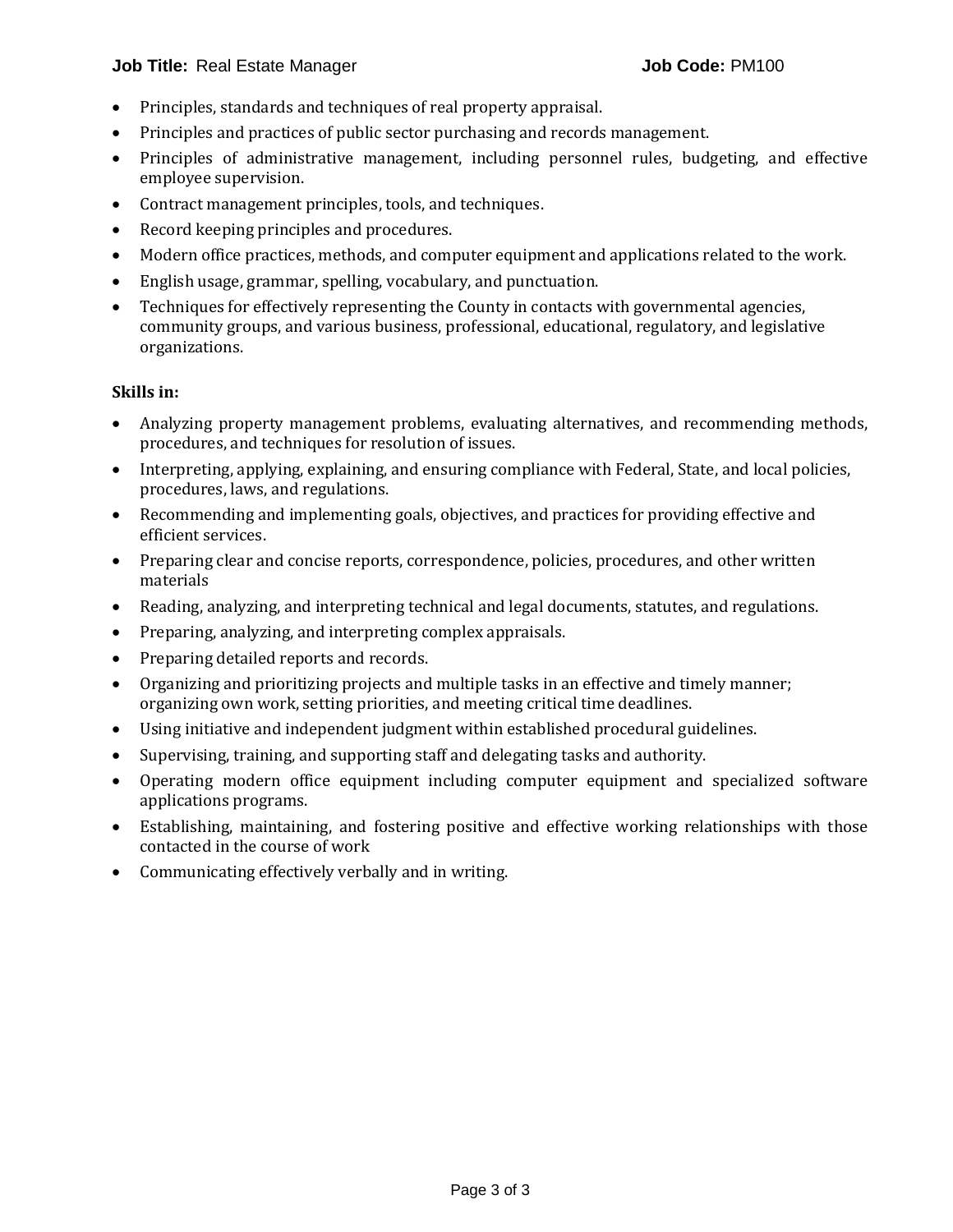- Principles, standards and techniques of real property appraisal.
- Principles and practices of public sector purchasing and records management.
- Principles of administrative management, including personnel rules, budgeting, and effective employee supervision.
- Contract management principles, tools, and techniques.
- Record keeping principles and procedures.
- Modern office practices, methods, and computer equipment and applications related to the work.
- English usage, grammar, spelling, vocabulary, and punctuation.
- Techniques for effectively representing the County in contacts with governmental agencies, community groups, and various business, professional, educational, regulatory, and legislative organizations.

**Skills in:**

- Analyzing property management problems, evaluating alternatives, and recommending methods, procedures, and techniques for resolution of issues.
- Interpreting, applying, explaining, and ensuring compliance with Federal, State, and local policies, procedures, laws, and regulations.
- Recommending and implementing goals, objectives, and practices for providing effective and efficient services.
- Preparing clear and concise reports, correspondence, policies, procedures, and other written materials
- Reading, analyzing, and interpreting technical and legal documents, statutes, and regulations.
- Preparing, analyzing, and interpreting complex appraisals.
- Preparing detailed reports and records.
- Organizing and prioritizing projects and multiple tasks in an effective and timely manner; organizing own work, setting priorities, and meeting critical time deadlines.
- Using initiative and independent judgment within established procedural guidelines.
- Supervising, training, and supporting staff and delegating tasks and authority.
- Operating modern office equipment including computer equipment and specialized software applications programs.
- Establishing, maintaining, and fostering positive and effective working relationships with those contacted in the course of work
- Communicating effectively verbally and in writing.